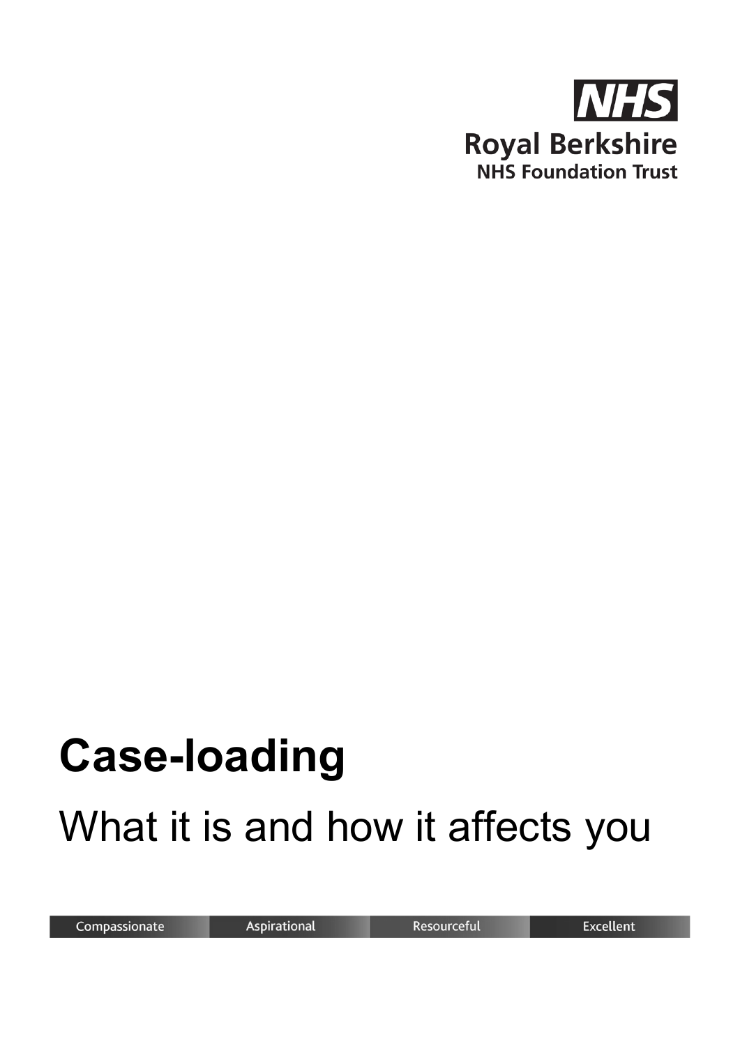NHS

Royal Berkshire
NHS Foundation Trust

# Case-loading

## What it is and how it affects you

Compassionate | Aspirational | Resourceful | Excellent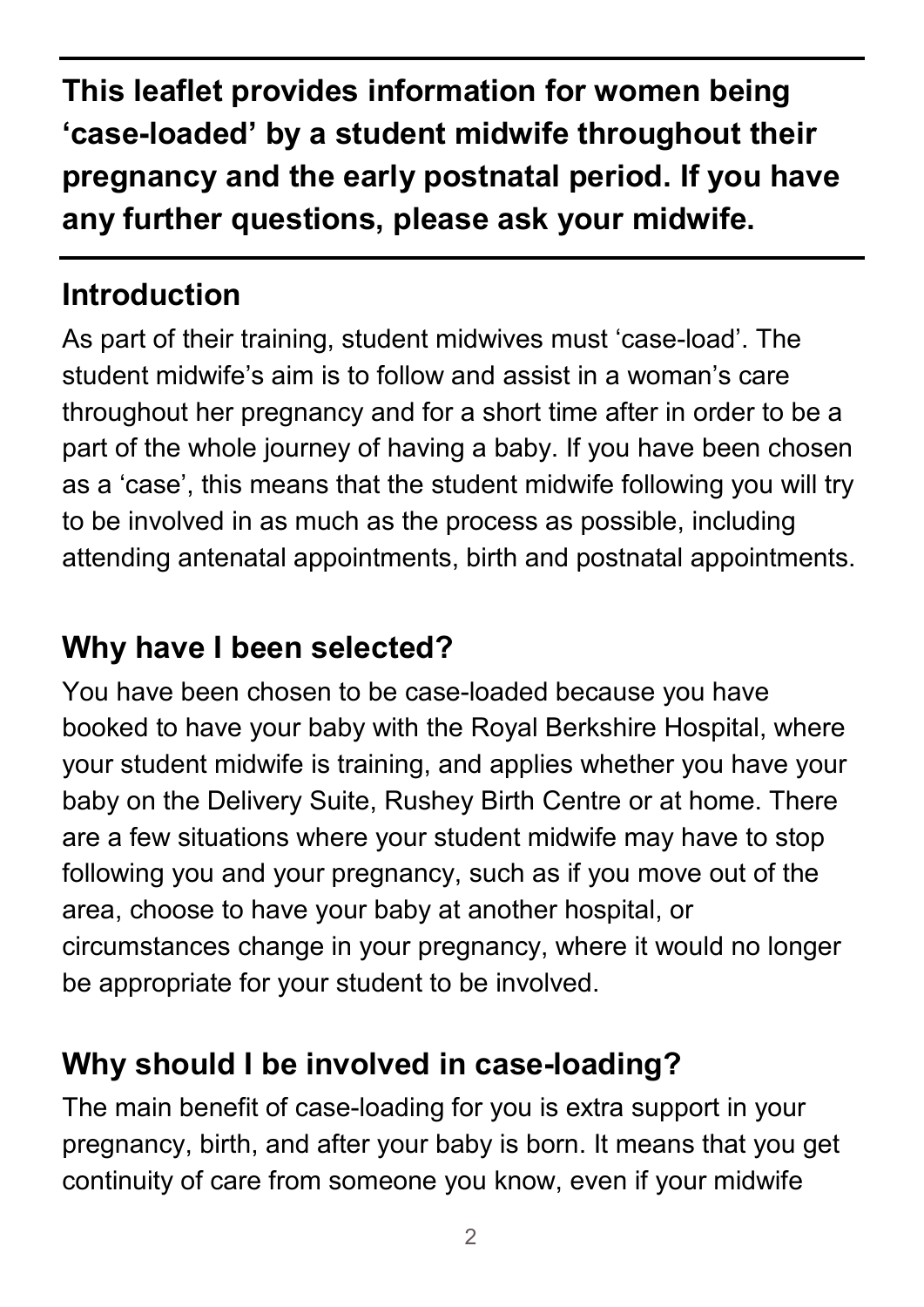**This leaflet provides information for women being 'case-loaded' by a student midwife throughout their pregnancy and the early postnatal period. If you have any further questions, please ask your midwife.**

## Introduction

As part of their training, student midwives must 'case-load'. The student midwife's aim is to follow and assist in a woman's care throughout her pregnancy and for a short time after in order to be a part of the whole journey of having a baby. If you have been chosen as a 'case', this means that the student midwife following you will try to be involved in as much as the process as possible, including attending antenatal appointments, birth and postnatal appointments.

## Why have I been selected?

You have been chosen to be case-loaded because you have booked to have your baby with the Royal Berkshire Hospital, where your student midwife is training, and applies whether you have your baby on the Delivery Suite, Rushey Birth Centre or at home. There are a few situations where your student midwife may have to stop following you and your pregnancy, such as if you move out of the area, choose to have your baby at another hospital, or circumstances change in your pregnancy, where it would no longer be appropriate for your student to be involved.

## Why should I be involved in case-loading?

The main benefit of case-loading for you is extra support in your pregnancy, birth, and after your baby is born. It means that you get continuity of care from someone you know, even if your midwife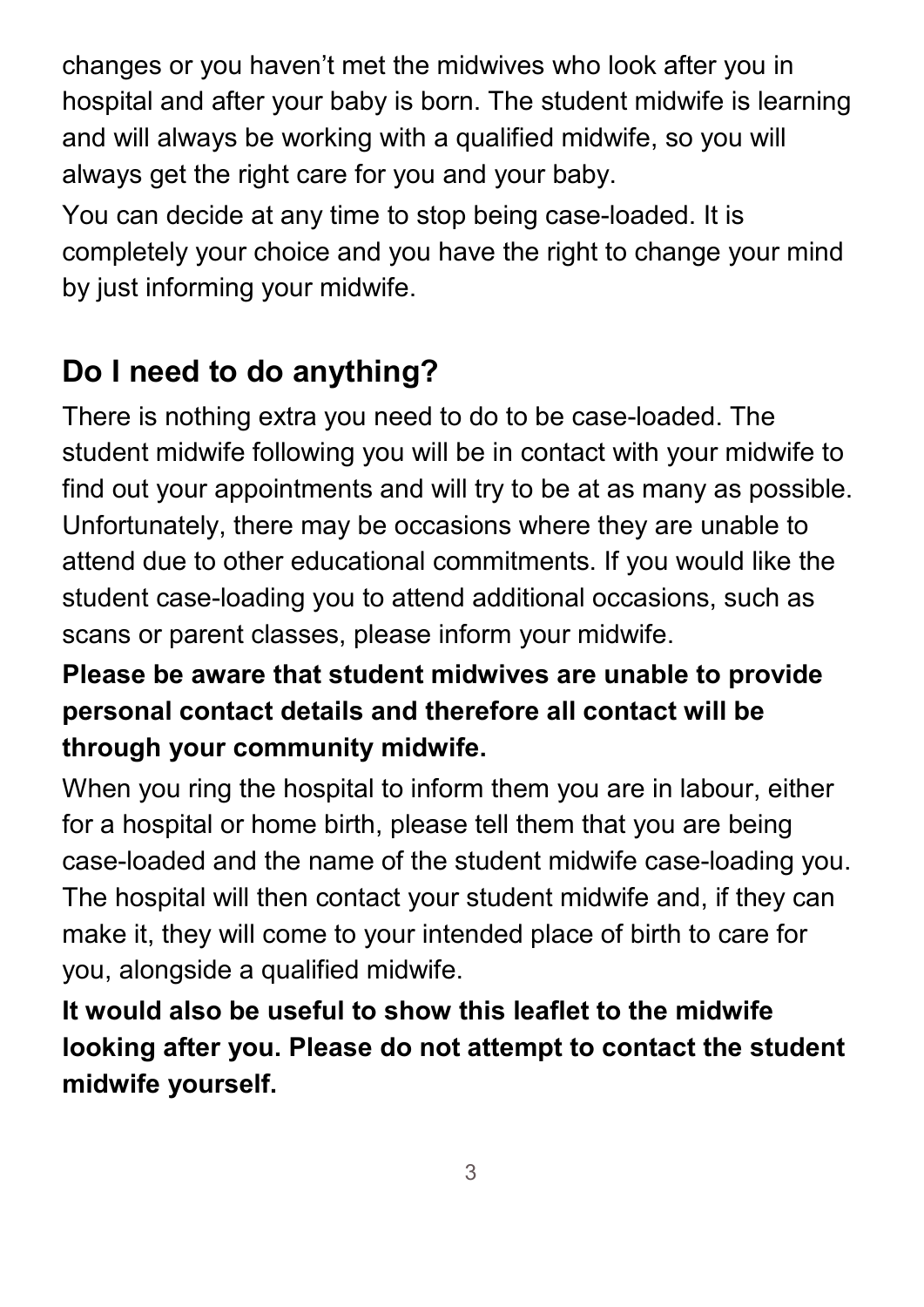changes or you haven't met the midwives who look after you in hospital and after your baby is born. The student midwife is learning and will always be working with a qualified midwife, so you will always get the right care for you and your baby.

You can decide at any time to stop being case-loaded. It is completely your choice and you have the right to change your mind by just informing your midwife.

## Do I need to do anything?

There is nothing extra you need to do to be case-loaded. The student midwife following you will be in contact with your midwife to find out your appointments and will try to be at as many as possible. Unfortunately, there may be occasions where they are unable to attend due to other educational commitments. If you would like the student case-loading you to attend additional occasions, such as scans or parent classes, please inform your midwife.

**Please be aware that student midwives are unable to provide personal contact details and therefore all contact will be through your community midwife.**

When you ring the hospital to inform them you are in labour, either for a hospital or home birth, please tell them that you are being case-loaded and the name of the student midwife case-loading you. The hospital will then contact your student midwife and, if they can make it, they will come to your intended place of birth to care for you, alongside a qualified midwife.

**It would also be useful to show this leaflet to the midwife looking after you. Please do not attempt to contact the student midwife yourself.**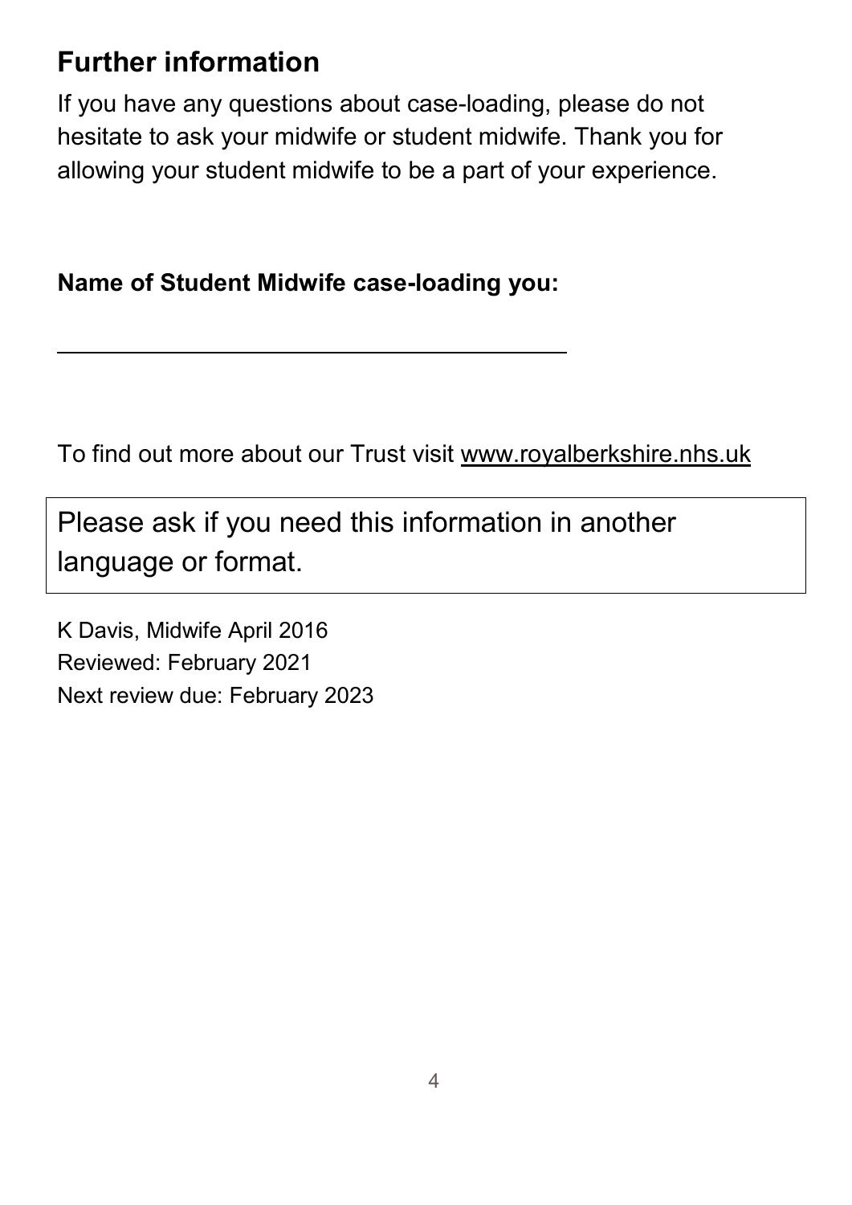## Further information

If you have any questions about case-loading, please do not hesitate to ask your midwife or student midwife. Thank you for allowing your student midwife to be a part of your experience.

**Name of Student Midwife case-loading you:**

\_\_\_\_\_\_\_\_\_\_\_\_\_\_\_\_\_\_\_\_\_\_\_\_\_\_\_\_\_\_\_\_\_\_\_\_\_\_\_\_

To find out more about our Trust visit www.royalberkshire.nhs.uk

Please ask if you need this information in another language or format.

K Davis, Midwife April 2016
Reviewed: February 2021
Next review due: February 2023